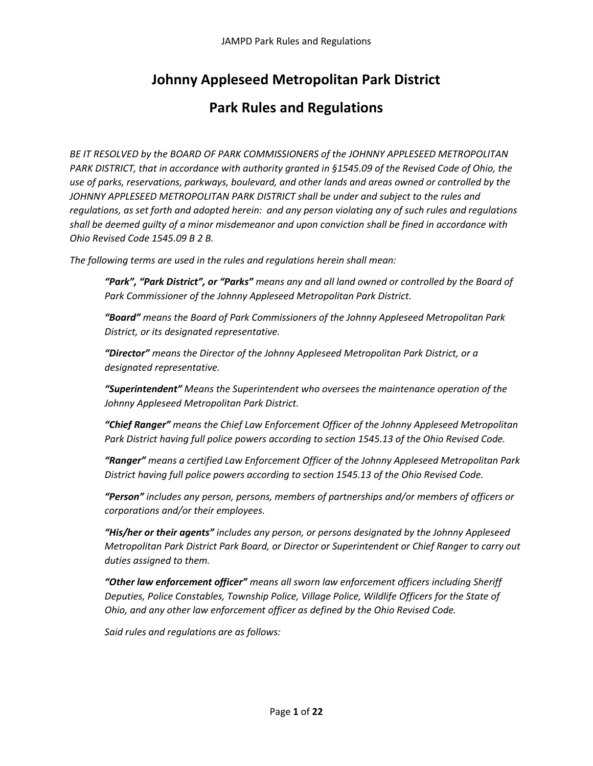# Johnny Appleseed Metropolitan Park District

# Park Rules and Regulations

*BE IT RESOLVED by the BOARD OF PARK COMMISSIONERS of the JOHNNY APPLESEED METROPOLITAN PARK DISTRICT, that in accordance with authority granted in §1545.09 of the Revised Code of Ohio, the use of parks, reservations, parkways, boulevard, and other lands and areas owned or controlled by the JOHNNY APPLESEED METROPOLITAN PARK DISTRICT shall be under and subject to the rules and regulations, as set forth and adopted herein: and any person violating any of such rules and regulations shall be deemed guilty of a minor misdemeanor and upon conviction shall be fined in accordance with Ohio Revised Code 1545.09 B 2 B.*

*The following terms are used in the rules and regulations herein shall mean:*

> ***"Park", "Park District", or "Parks"*** *means any and all land owned or controlled by the Board of Park Commissioner of the Johnny Appleseed Metropolitan Park District.*
>
> ***"Board"*** *means the Board of Park Commissioners of the Johnny Appleseed Metropolitan Park District, or its designated representative.*
>
> ***"Director"*** *means the Director of the Johnny Appleseed Metropolitan Park District, or a designated representative.*
>
> ***"Superintendent"*** *Means the Superintendent who oversees the maintenance operation of the Johnny Appleseed Metropolitan Park District.*
>
> ***"Chief Ranger"*** *means the Chief Law Enforcement Officer of the Johnny Appleseed Metropolitan Park District having full police powers according to section 1545.13 of the Ohio Revised Code.*
>
> ***"Ranger"*** *means a certified Law Enforcement Officer of the Johnny Appleseed Metropolitan Park District having full police powers according to section 1545.13 of the Ohio Revised Code.*
>
> ***"Person"*** *includes any person, persons, members of partnerships and/or members of officers or corporations and/or their employees.*
>
> ***"His/her or their agents"*** *includes any person, or persons designated by the Johnny Appleseed Metropolitan Park District Park Board, or Director or Superintendent or Chief Ranger to carry out duties assigned to them.*
>
> ***"Other law enforcement officer"*** *means all sworn law enforcement officers including Sheriff Deputies, Police Constables, Township Police, Village Police, Wildlife Officers for the State of Ohio, and any other law enforcement officer as defined by the Ohio Revised Code.*
>
> *Said rules and regulations are as follows:*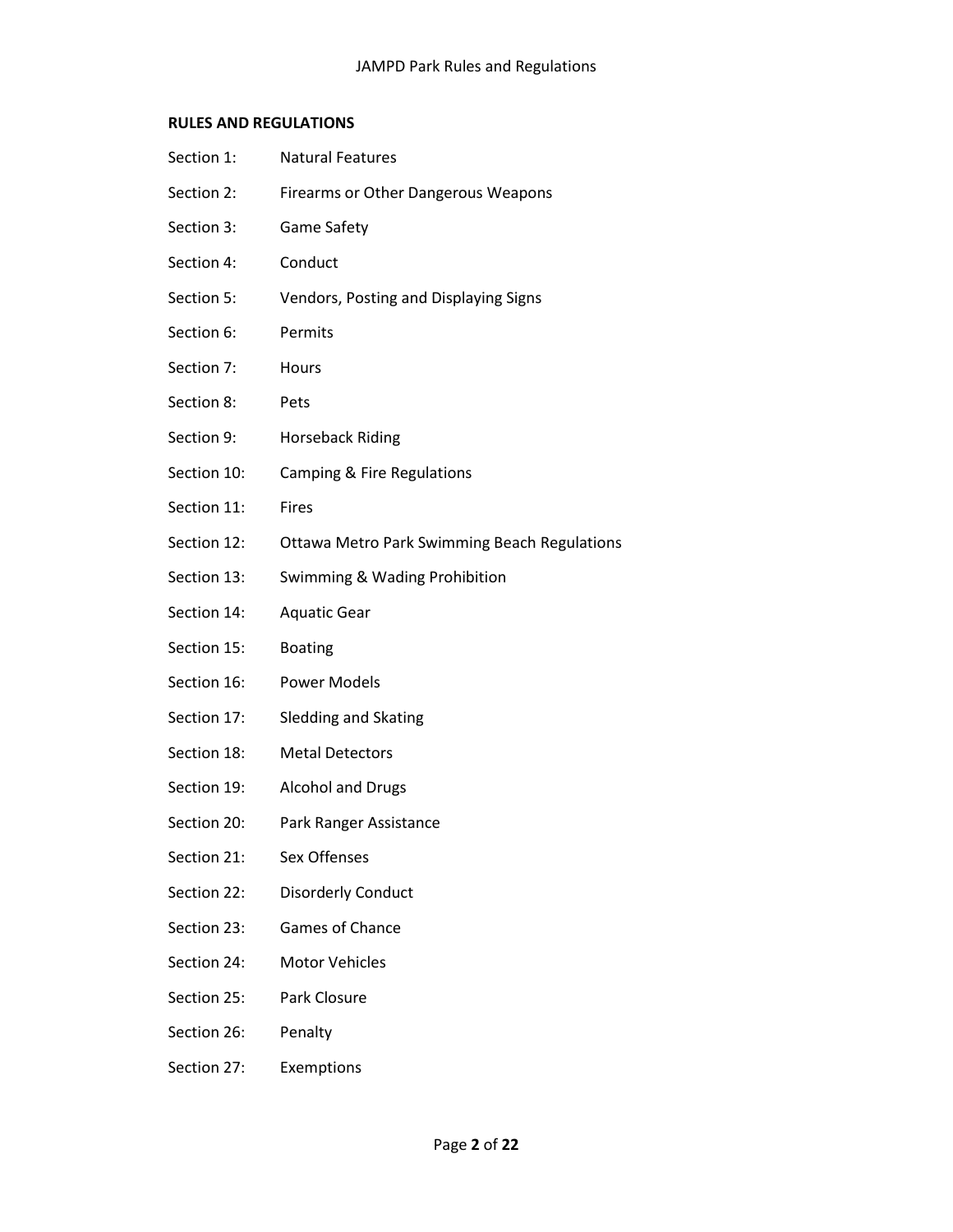**RULES AND REGULATIONS**

| | |
|---|---|
| Section 1: | Natural Features |
| Section 2: | Firearms or Other Dangerous Weapons |
| Section 3: | Game Safety |
| Section 4: | Conduct |
| Section 5: | Vendors, Posting and Displaying Signs |
| Section 6: | Permits |
| Section 7: | Hours |
| Section 8: | Pets |
| Section 9: | Horseback Riding |
| Section 10: | Camping & Fire Regulations |
| Section 11: | Fires |
| Section 12: | Ottawa Metro Park Swimming Beach Regulations |
| Section 13: | Swimming & Wading Prohibition |
| Section 14: | Aquatic Gear |
| Section 15: | Boating |
| Section 16: | Power Models |
| Section 17: | Sledding and Skating |
| Section 18: | Metal Detectors |
| Section 19: | Alcohol and Drugs |
| Section 20: | Park Ranger Assistance |
| Section 21: | Sex Offenses |
| Section 22: | Disorderly Conduct |
| Section 23: | Games of Chance |
| Section 24: | Motor Vehicles |
| Section 25: | Park Closure |
| Section 26: | Penalty |
| Section 27: | Exemptions |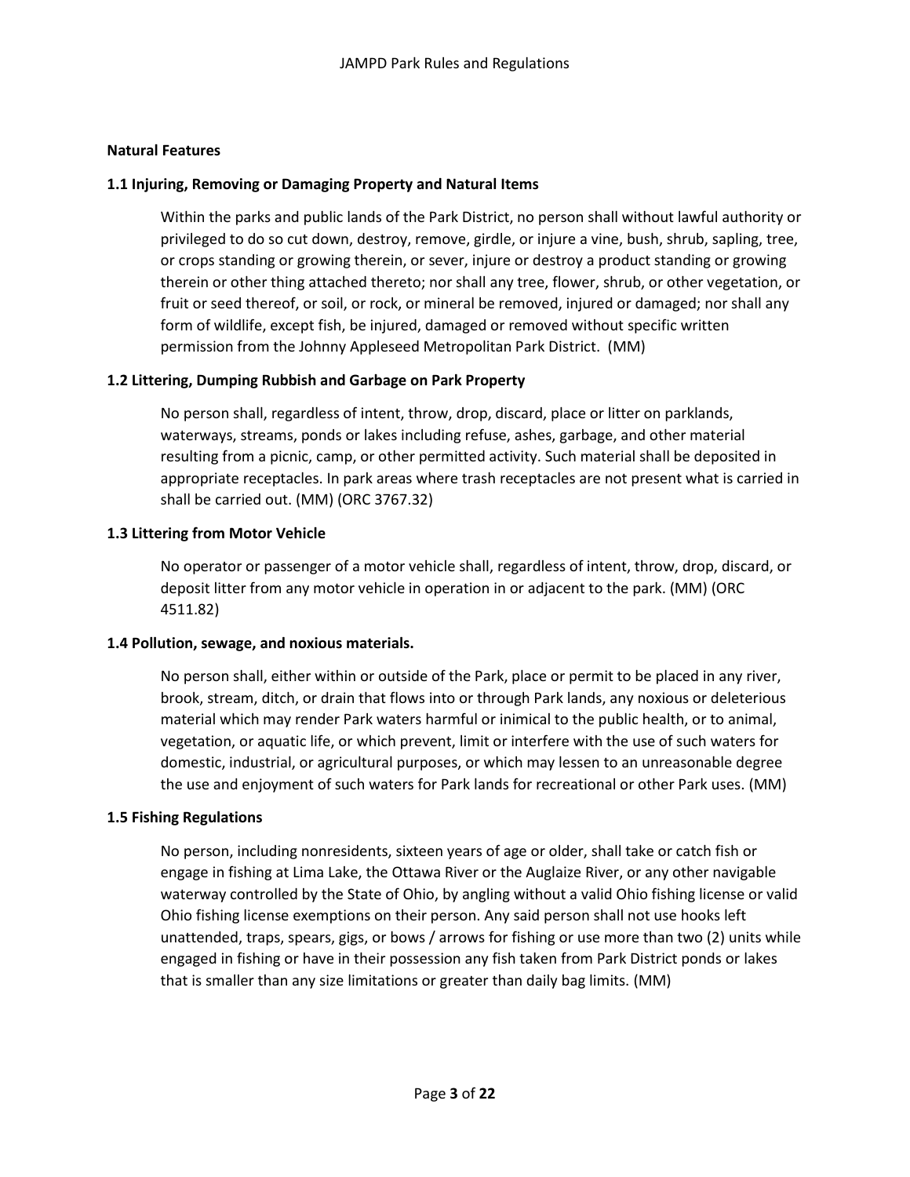**Natural Features**

**1.1 Injuring, Removing or Damaging Property and Natural Items**

Within the parks and public lands of the Park District, no person shall without lawful authority or privileged to do so cut down, destroy, remove, girdle, or injure a vine, bush, shrub, sapling, tree, or crops standing or growing therein, or sever, injure or destroy a product standing or growing therein or other thing attached thereto; nor shall any tree, flower, shrub, or other vegetation, or fruit or seed thereof, or soil, or rock, or mineral be removed, injured or damaged; nor shall any form of wildlife, except fish, be injured, damaged or removed without specific written permission from the Johnny Appleseed Metropolitan Park District. (MM)

**1.2 Littering, Dumping Rubbish and Garbage on Park Property**

No person shall, regardless of intent, throw, drop, discard, place or litter on parklands, waterways, streams, ponds or lakes including refuse, ashes, garbage, and other material resulting from a picnic, camp, or other permitted activity. Such material shall be deposited in appropriate receptacles. In park areas where trash receptacles are not present what is carried in shall be carried out. (MM) (ORC 3767.32)

**1.3 Littering from Motor Vehicle**

No operator or passenger of a motor vehicle shall, regardless of intent, throw, drop, discard, or deposit litter from any motor vehicle in operation in or adjacent to the park. (MM) (ORC 4511.82)

**1.4 Pollution, sewage, and noxious materials.**

No person shall, either within or outside of the Park, place or permit to be placed in any river, brook, stream, ditch, or drain that flows into or through Park lands, any noxious or deleterious material which may render Park waters harmful or inimical to the public health, or to animal, vegetation, or aquatic life, or which prevent, limit or interfere with the use of such waters for domestic, industrial, or agricultural purposes, or which may lessen to an unreasonable degree the use and enjoyment of such waters for Park lands for recreational or other Park uses. (MM)

**1.5 Fishing Regulations**

No person, including nonresidents, sixteen years of age or older, shall take or catch fish or engage in fishing at Lima Lake, the Ottawa River or the Auglaize River, or any other navigable waterway controlled by the State of Ohio, by angling without a valid Ohio fishing license or valid Ohio fishing license exemptions on their person. Any said person shall not use hooks left unattended, traps, spears, gigs, or bows / arrows for fishing or use more than two (2) units while engaged in fishing or have in their possession any fish taken from Park District ponds or lakes that is smaller than any size limitations or greater than daily bag limits. (MM)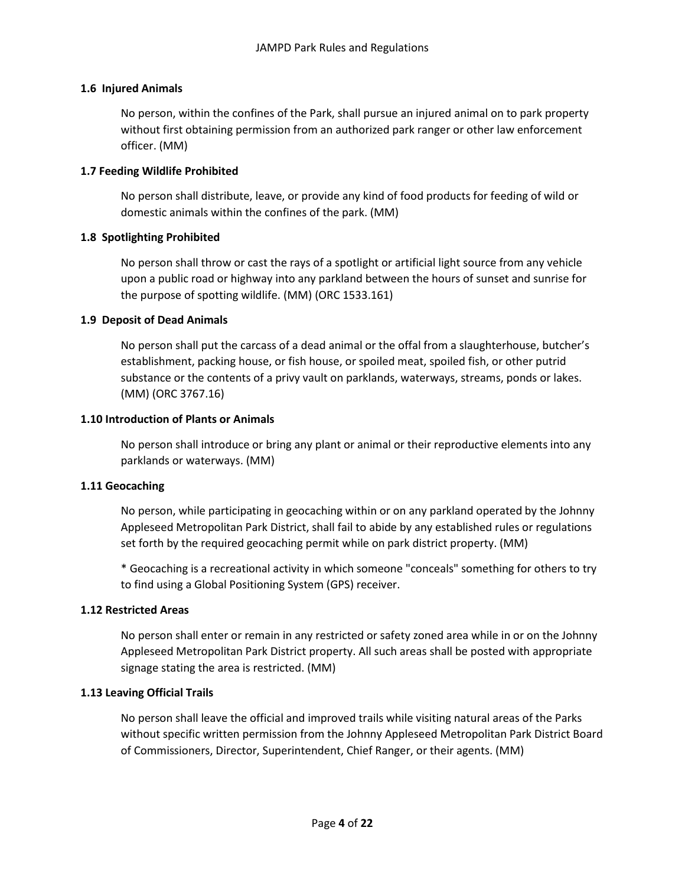### 1.6 Injured Animals

No person, within the confines of the Park, shall pursue an injured animal on to park property without first obtaining permission from an authorized park ranger or other law enforcement officer. (MM)

### 1.7 Feeding Wildlife Prohibited

No person shall distribute, leave, or provide any kind of food products for feeding of wild or domestic animals within the confines of the park. (MM)

### 1.8 Spotlighting Prohibited

No person shall throw or cast the rays of a spotlight or artificial light source from any vehicle upon a public road or highway into any parkland between the hours of sunset and sunrise for the purpose of spotting wildlife. (MM) (ORC 1533.161)

### 1.9 Deposit of Dead Animals

No person shall put the carcass of a dead animal or the offal from a slaughterhouse, butcher's establishment, packing house, or fish house, or spoiled meat, spoiled fish, or other putrid substance or the contents of a privy vault on parklands, waterways, streams, ponds or lakes. (MM) (ORC 3767.16)

### 1.10 Introduction of Plants or Animals

No person shall introduce or bring any plant or animal or their reproductive elements into any parklands or waterways. (MM)

### 1.11 Geocaching

No person, while participating in geocaching within or on any parkland operated by the Johnny Appleseed Metropolitan Park District, shall fail to abide by any established rules or regulations set forth by the required geocaching permit while on park district property. (MM)

* Geocaching is a recreational activity in which someone "conceals" something for others to try to find using a Global Positioning System (GPS) receiver.

### 1.12 Restricted Areas

No person shall enter or remain in any restricted or safety zoned area while in or on the Johnny Appleseed Metropolitan Park District property. All such areas shall be posted with appropriate signage stating the area is restricted. (MM)

### 1.13 Leaving Official Trails

No person shall leave the official and improved trails while visiting natural areas of the Parks without specific written permission from the Johnny Appleseed Metropolitan Park District Board of Commissioners, Director, Superintendent, Chief Ranger, or their agents. (MM)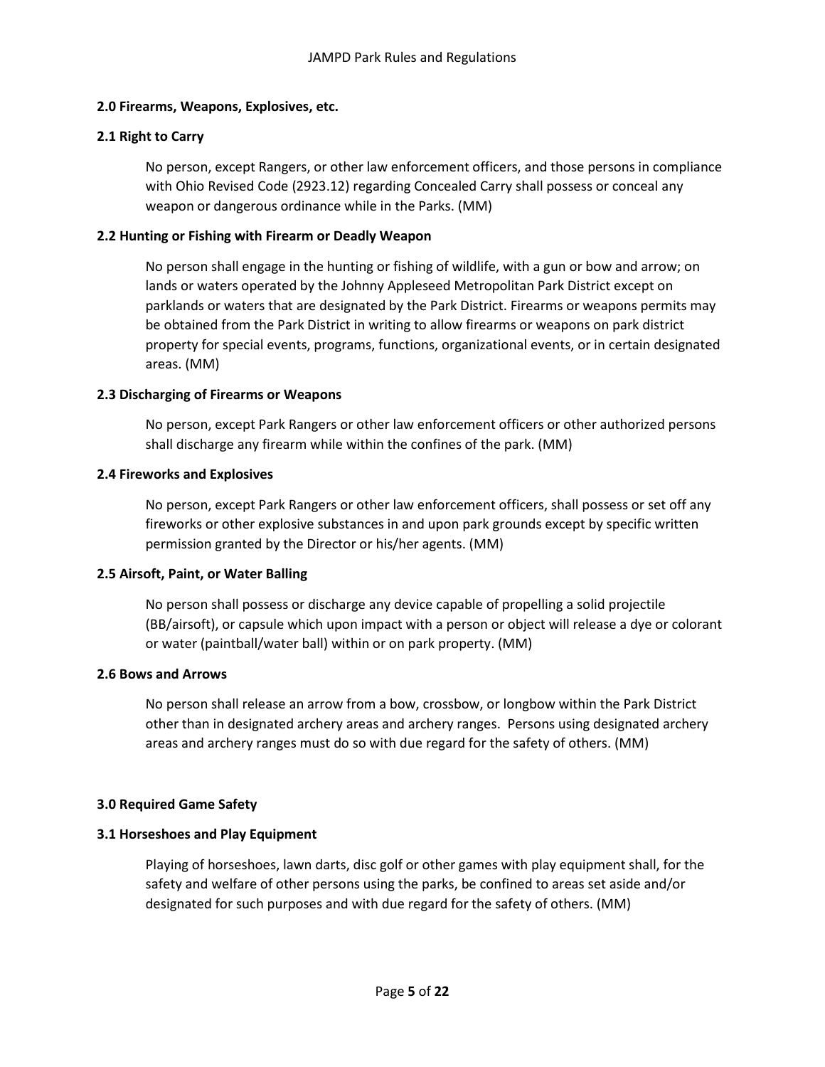## 2.0 Firearms, Weapons, Explosives, etc.

### 2.1 Right to Carry

No person, except Rangers, or other law enforcement officers, and those persons in compliance with Ohio Revised Code (2923.12) regarding Concealed Carry shall possess or conceal any weapon or dangerous ordinance while in the Parks. (MM)

### 2.2 Hunting or Fishing with Firearm or Deadly Weapon

No person shall engage in the hunting or fishing of wildlife, with a gun or bow and arrow; on lands or waters operated by the Johnny Appleseed Metropolitan Park District except on parklands or waters that are designated by the Park District. Firearms or weapons permits may be obtained from the Park District in writing to allow firearms or weapons on park district property for special events, programs, functions, organizational events, or in certain designated areas. (MM)

### 2.3 Discharging of Firearms or Weapons

No person, except Park Rangers or other law enforcement officers or other authorized persons shall discharge any firearm while within the confines of the park. (MM)

### 2.4 Fireworks and Explosives

No person, except Park Rangers or other law enforcement officers, shall possess or set off any fireworks or other explosive substances in and upon park grounds except by specific written permission granted by the Director or his/her agents. (MM)

### 2.5 Airsoft, Paint, or Water Balling

No person shall possess or discharge any device capable of propelling a solid projectile (BB/airsoft), or capsule which upon impact with a person or object will release a dye or colorant or water (paintball/water ball) within or on park property. (MM)

### 2.6 Bows and Arrows

No person shall release an arrow from a bow, crossbow, or longbow within the Park District other than in designated archery areas and archery ranges. Persons using designated archery areas and archery ranges must do so with due regard for the safety of others. (MM)

## 3.0 Required Game Safety

### 3.1 Horseshoes and Play Equipment

Playing of horseshoes, lawn darts, disc golf or other games with play equipment shall, for the safety and welfare of other persons using the parks, be confined to areas set aside and/or designated for such purposes and with due regard for the safety of others. (MM)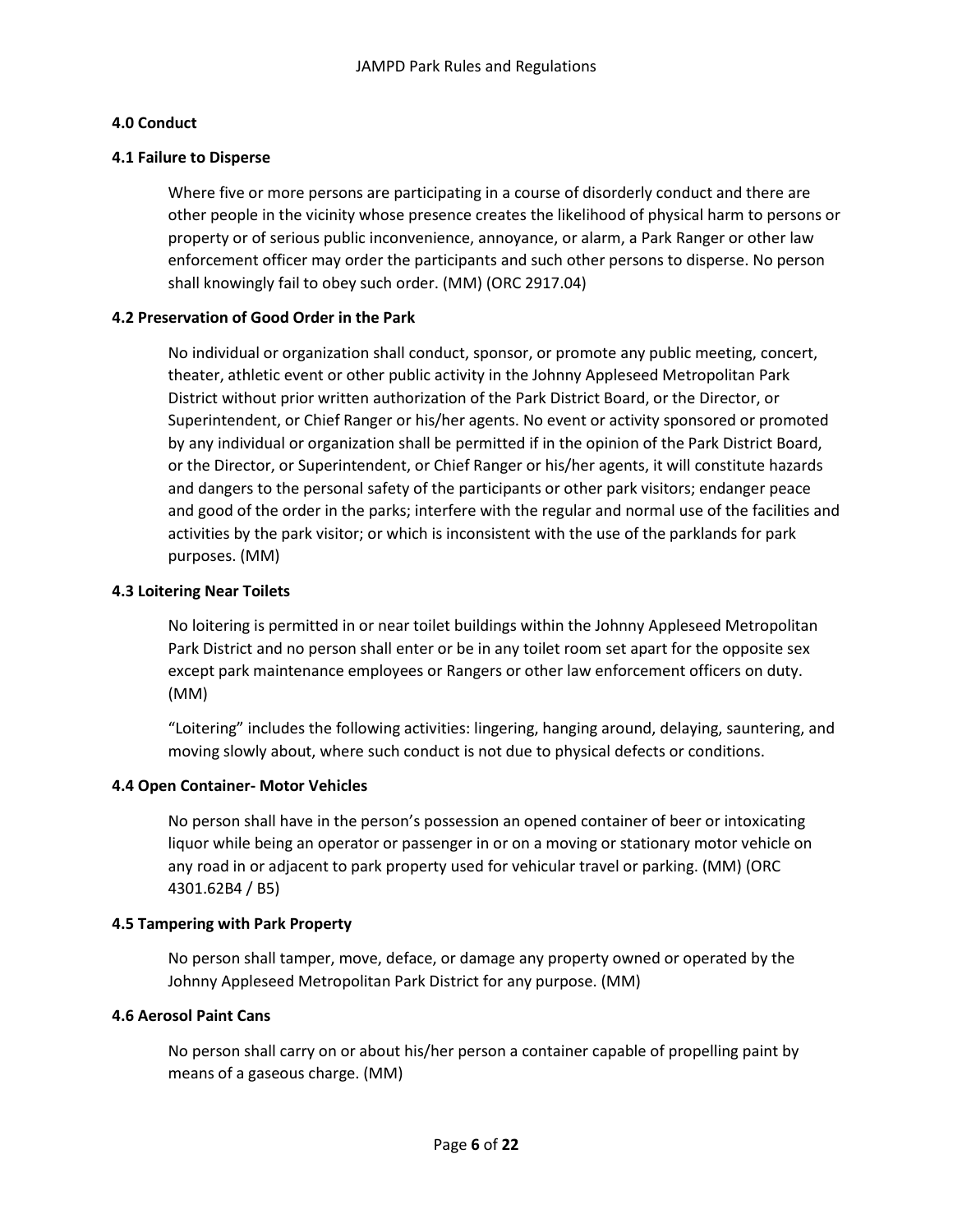## 4.0 Conduct

### 4.1 Failure to Disperse

Where five or more persons are participating in a course of disorderly conduct and there are other people in the vicinity whose presence creates the likelihood of physical harm to persons or property or of serious public inconvenience, annoyance, or alarm, a Park Ranger or other law enforcement officer may order the participants and such other persons to disperse. No person shall knowingly fail to obey such order. (MM) (ORC 2917.04)

### 4.2 Preservation of Good Order in the Park

No individual or organization shall conduct, sponsor, or promote any public meeting, concert, theater, athletic event or other public activity in the Johnny Appleseed Metropolitan Park District without prior written authorization of the Park District Board, or the Director, or Superintendent, or Chief Ranger or his/her agents. No event or activity sponsored or promoted by any individual or organization shall be permitted if in the opinion of the Park District Board, or the Director, or Superintendent, or Chief Ranger or his/her agents, it will constitute hazards and dangers to the personal safety of the participants or other park visitors; endanger peace and good of the order in the parks; interfere with the regular and normal use of the facilities and activities by the park visitor; or which is inconsistent with the use of the parklands for park purposes. (MM)

### 4.3 Loitering Near Toilets

No loitering is permitted in or near toilet buildings within the Johnny Appleseed Metropolitan Park District and no person shall enter or be in any toilet room set apart for the opposite sex except park maintenance employees or Rangers or other law enforcement officers on duty. (MM)

"Loitering" includes the following activities: lingering, hanging around, delaying, sauntering, and moving slowly about, where such conduct is not due to physical defects or conditions.

### 4.4 Open Container- Motor Vehicles

No person shall have in the person's possession an opened container of beer or intoxicating liquor while being an operator or passenger in or on a moving or stationary motor vehicle on any road in or adjacent to park property used for vehicular travel or parking. (MM) (ORC 4301.62B4 / B5)

### 4.5 Tampering with Park Property

No person shall tamper, move, deface, or damage any property owned or operated by the Johnny Appleseed Metropolitan Park District for any purpose. (MM)

### 4.6 Aerosol Paint Cans

No person shall carry on or about his/her person a container capable of propelling paint by means of a gaseous charge. (MM)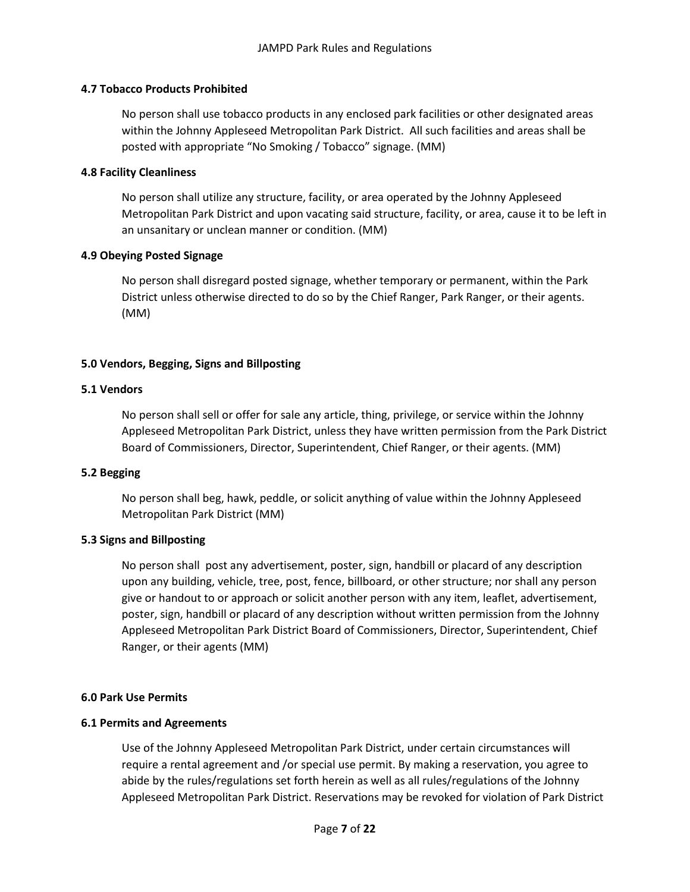**4.7 Tobacco Products Prohibited**

No person shall use tobacco products in any enclosed park facilities or other designated areas within the Johnny Appleseed Metropolitan Park District. All such facilities and areas shall be posted with appropriate "No Smoking / Tobacco" signage. (MM)

**4.8 Facility Cleanliness**

No person shall utilize any structure, facility, or area operated by the Johnny Appleseed Metropolitan Park District and upon vacating said structure, facility, or area, cause it to be left in an unsanitary or unclean manner or condition. (MM)

**4.9 Obeying Posted Signage**

No person shall disregard posted signage, whether temporary or permanent, within the Park District unless otherwise directed to do so by the Chief Ranger, Park Ranger, or their agents. (MM)

**5.0 Vendors, Begging, Signs and Billposting**

**5.1 Vendors**

No person shall sell or offer for sale any article, thing, privilege, or service within the Johnny Appleseed Metropolitan Park District, unless they have written permission from the Park District Board of Commissioners, Director, Superintendent, Chief Ranger, or their agents. (MM)

**5.2 Begging**

No person shall beg, hawk, peddle, or solicit anything of value within the Johnny Appleseed Metropolitan Park District (MM)

**5.3 Signs and Billposting**

No person shall post any advertisement, poster, sign, handbill or placard of any description upon any building, vehicle, tree, post, fence, billboard, or other structure; nor shall any person give or handout to or approach or solicit another person with any item, leaflet, advertisement, poster, sign, handbill or placard of any description without written permission from the Johnny Appleseed Metropolitan Park District Board of Commissioners, Director, Superintendent, Chief Ranger, or their agents (MM)

**6.0 Park Use Permits**

**6.1 Permits and Agreements**

Use of the Johnny Appleseed Metropolitan Park District, under certain circumstances will require a rental agreement and /or special use permit. By making a reservation, you agree to abide by the rules/regulations set forth herein as well as all rules/regulations of the Johnny Appleseed Metropolitan Park District. Reservations may be revoked for violation of Park District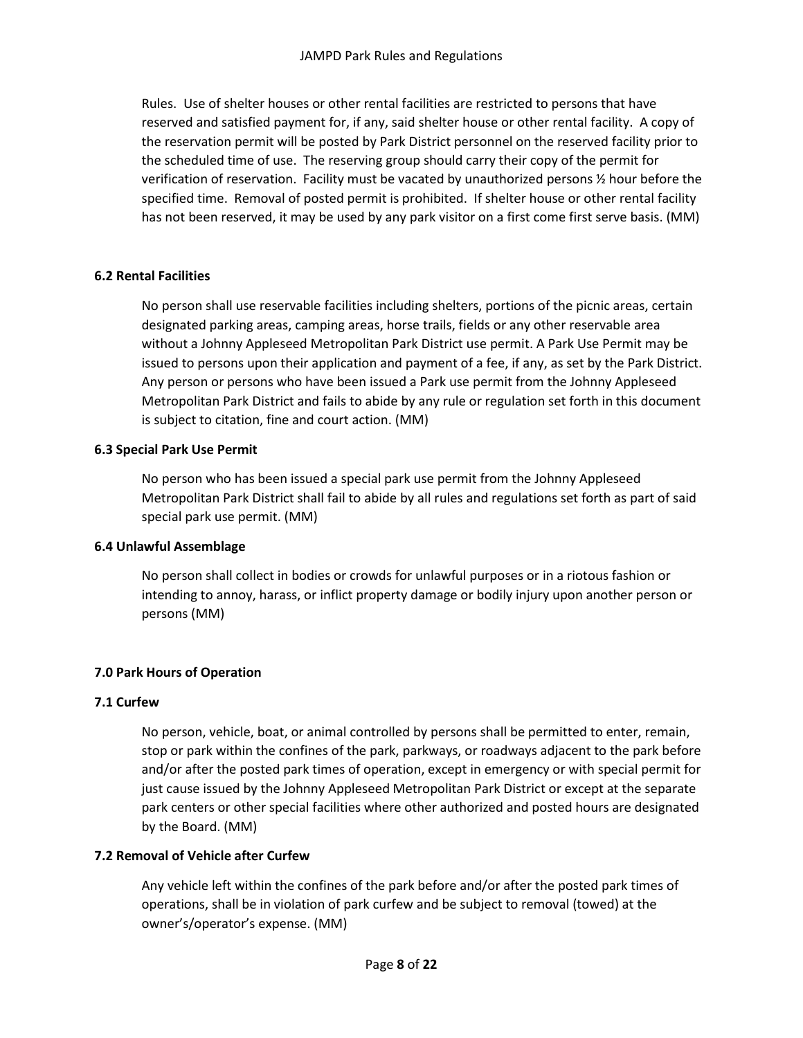Rules. Use of shelter houses or other rental facilities are restricted to persons that have reserved and satisfied payment for, if any, said shelter house or other rental facility. A copy of the reservation permit will be posted by Park District personnel on the reserved facility prior to the scheduled time of use. The reserving group should carry their copy of the permit for verification of reservation. Facility must be vacated by unauthorized persons ½ hour before the specified time. Removal of posted permit is prohibited. If shelter house or other rental facility has not been reserved, it may be used by any park visitor on a first come first serve basis. (MM)

**6.2 Rental Facilities**

No person shall use reservable facilities including shelters, portions of the picnic areas, certain designated parking areas, camping areas, horse trails, fields or any other reservable area without a Johnny Appleseed Metropolitan Park District use permit. A Park Use Permit may be issued to persons upon their application and payment of a fee, if any, as set by the Park District. Any person or persons who have been issued a Park use permit from the Johnny Appleseed Metropolitan Park District and fails to abide by any rule or regulation set forth in this document is subject to citation, fine and court action. (MM)

**6.3 Special Park Use Permit**

No person who has been issued a special park use permit from the Johnny Appleseed Metropolitan Park District shall fail to abide by all rules and regulations set forth as part of said special park use permit. (MM)

**6.4 Unlawful Assemblage**

No person shall collect in bodies or crowds for unlawful purposes or in a riotous fashion or intending to annoy, harass, or inflict property damage or bodily injury upon another person or persons (MM)

**7.0 Park Hours of Operation**

**7.1 Curfew**

No person, vehicle, boat, or animal controlled by persons shall be permitted to enter, remain, stop or park within the confines of the park, parkways, or roadways adjacent to the park before and/or after the posted park times of operation, except in emergency or with special permit for just cause issued by the Johnny Appleseed Metropolitan Park District or except at the separate park centers or other special facilities where other authorized and posted hours are designated by the Board. (MM)

**7.2 Removal of Vehicle after Curfew**

Any vehicle left within the confines of the park before and/or after the posted park times of operations, shall be in violation of park curfew and be subject to removal (towed) at the owner's/operator's expense. (MM)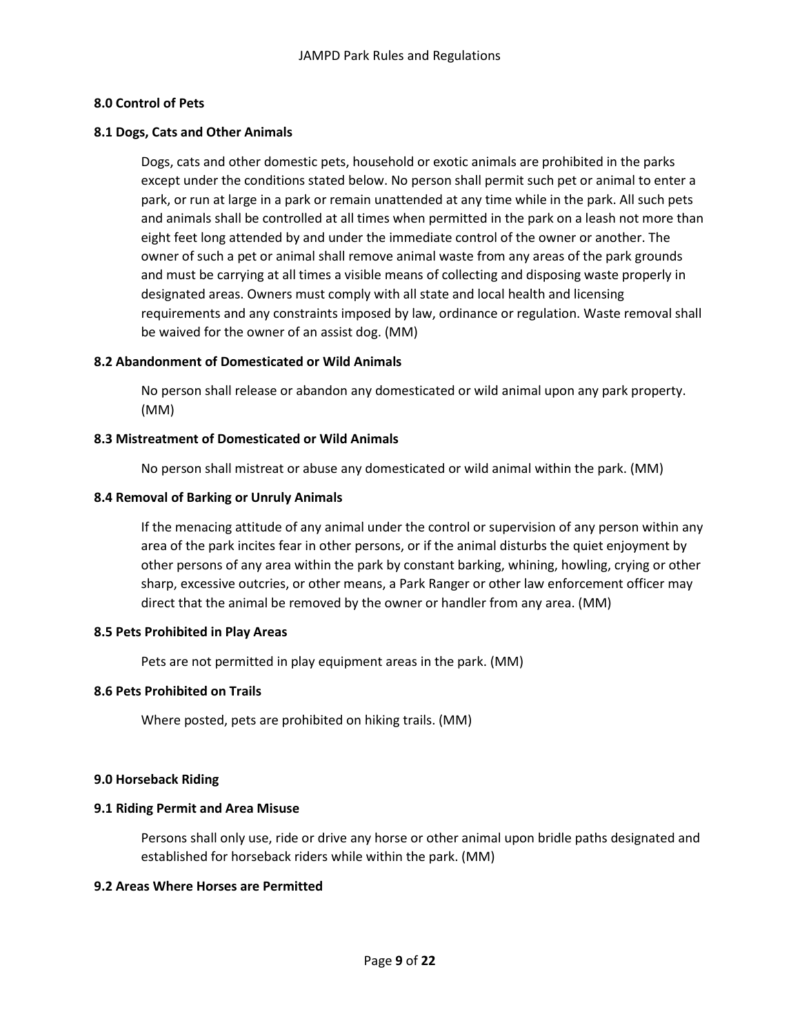## 8.0 Control of Pets

### 8.1 Dogs, Cats and Other Animals

Dogs, cats and other domestic pets, household or exotic animals are prohibited in the parks except under the conditions stated below. No person shall permit such pet or animal to enter a park, or run at large in a park or remain unattended at any time while in the park. All such pets and animals shall be controlled at all times when permitted in the park on a leash not more than eight feet long attended by and under the immediate control of the owner or another. The owner of such a pet or animal shall remove animal waste from any areas of the park grounds and must be carrying at all times a visible means of collecting and disposing waste properly in designated areas. Owners must comply with all state and local health and licensing requirements and any constraints imposed by law, ordinance or regulation. Waste removal shall be waived for the owner of an assist dog. (MM)

### 8.2 Abandonment of Domesticated or Wild Animals

No person shall release or abandon any domesticated or wild animal upon any park property. (MM)

### 8.3 Mistreatment of Domesticated or Wild Animals

No person shall mistreat or abuse any domesticated or wild animal within the park. (MM)

### 8.4 Removal of Barking or Unruly Animals

If the menacing attitude of any animal under the control or supervision of any person within any area of the park incites fear in other persons, or if the animal disturbs the quiet enjoyment by other persons of any area within the park by constant barking, whining, howling, crying or other sharp, excessive outcries, or other means, a Park Ranger or other law enforcement officer may direct that the animal be removed by the owner or handler from any area. (MM)

### 8.5 Pets Prohibited in Play Areas

Pets are not permitted in play equipment areas in the park. (MM)

### 8.6 Pets Prohibited on Trails

Where posted, pets are prohibited on hiking trails. (MM)

## 9.0 Horseback Riding

### 9.1 Riding Permit and Area Misuse

Persons shall only use, ride or drive any horse or other animal upon bridle paths designated and established for horseback riders while within the park. (MM)

### 9.2 Areas Where Horses are Permitted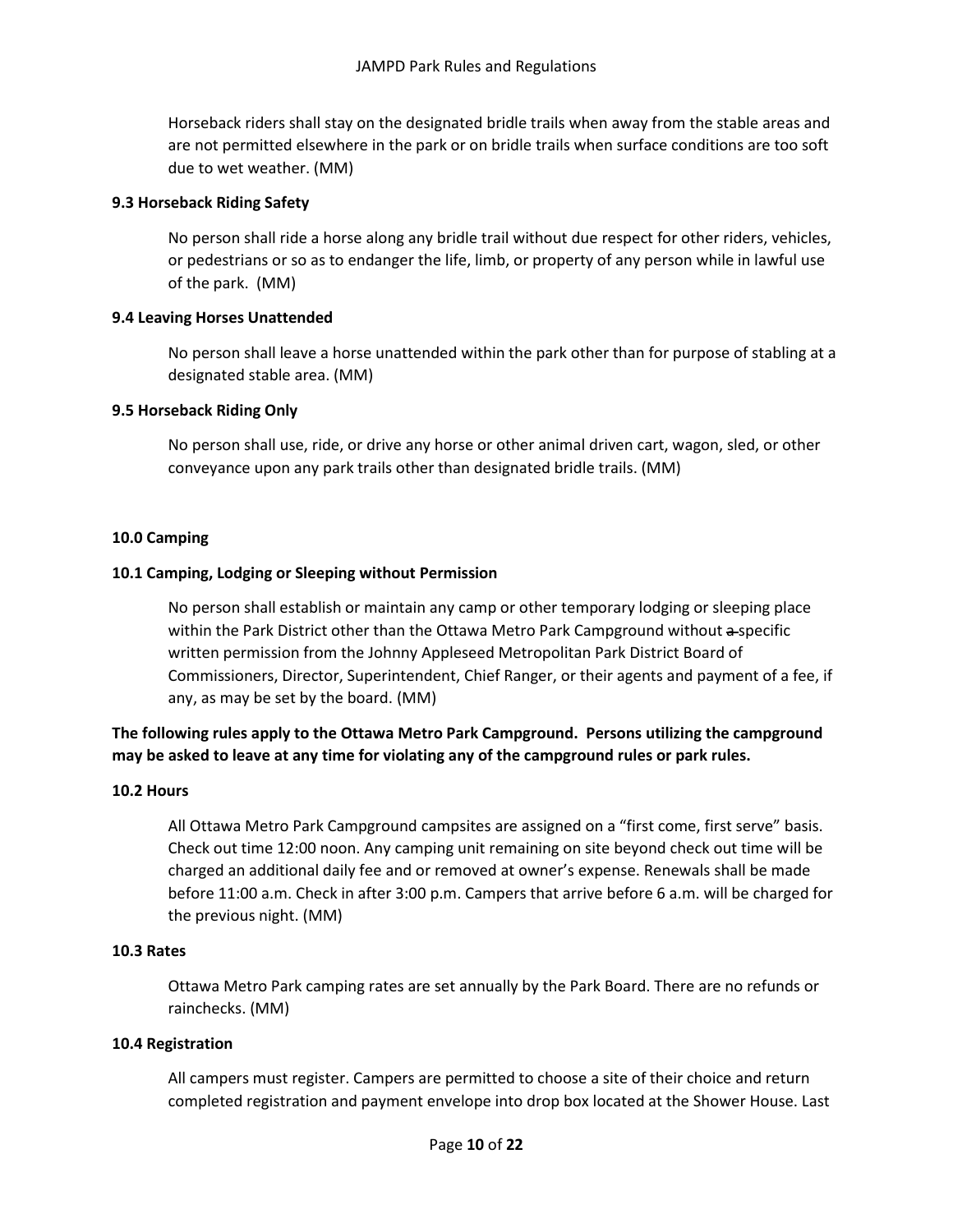Horseback riders shall stay on the designated bridle trails when away from the stable areas and are not permitted elsewhere in the park or on bridle trails when surface conditions are too soft due to wet weather. (MM)

**9.3 Horseback Riding Safety**

No person shall ride a horse along any bridle trail without due respect for other riders, vehicles, or pedestrians or so as to endanger the life, limb, or property of any person while in lawful use of the park. (MM)

**9.4 Leaving Horses Unattended**

No person shall leave a horse unattended within the park other than for purpose of stabling at a designated stable area. (MM)

**9.5 Horseback Riding Only**

No person shall use, ride, or drive any horse or other animal driven cart, wagon, sled, or other conveyance upon any park trails other than designated bridle trails. (MM)

**10.0 Camping**

**10.1 Camping, Lodging or Sleeping without Permission**

No person shall establish or maintain any camp or other temporary lodging or sleeping place within the Park District other than the Ottawa Metro Park Campground without ~~a~~ specific written permission from the Johnny Appleseed Metropolitan Park District Board of Commissioners, Director, Superintendent, Chief Ranger, or their agents and payment of a fee, if any, as may be set by the board. (MM)

**The following rules apply to the Ottawa Metro Park Campground. Persons utilizing the campground may be asked to leave at any time for violating any of the campground rules or park rules.**

**10.2 Hours**

All Ottawa Metro Park Campground campsites are assigned on a "first come, first serve" basis. Check out time 12:00 noon. Any camping unit remaining on site beyond check out time will be charged an additional daily fee and or removed at owner's expense. Renewals shall be made before 11:00 a.m. Check in after 3:00 p.m. Campers that arrive before 6 a.m. will be charged for the previous night. (MM)

**10.3 Rates**

Ottawa Metro Park camping rates are set annually by the Park Board. There are no refunds or rainchecks. (MM)

**10.4 Registration**

All campers must register. Campers are permitted to choose a site of their choice and return completed registration and payment envelope into drop box located at the Shower House. Last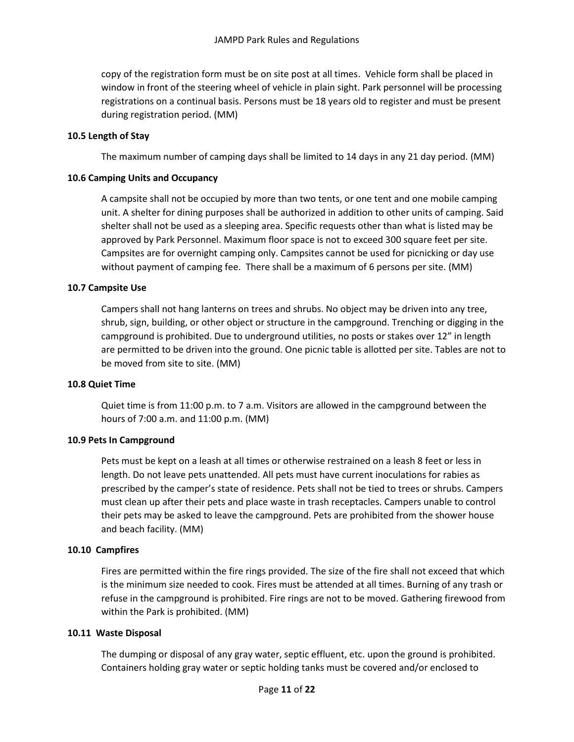copy of the registration form must be on site post at all times. Vehicle form shall be placed in window in front of the steering wheel of vehicle in plain sight. Park personnel will be processing registrations on a continual basis. Persons must be 18 years old to register and must be present during registration period. (MM)

**10.5 Length of Stay**

The maximum number of camping days shall be limited to 14 days in any 21 day period. (MM)

**10.6 Camping Units and Occupancy**

A campsite shall not be occupied by more than two tents, or one tent and one mobile camping unit. A shelter for dining purposes shall be authorized in addition to other units of camping. Said shelter shall not be used as a sleeping area. Specific requests other than what is listed may be approved by Park Personnel. Maximum floor space is not to exceed 300 square feet per site. Campsites are for overnight camping only. Campsites cannot be used for picnicking or day use without payment of camping fee. There shall be a maximum of 6 persons per site. (MM)

**10.7 Campsite Use**

Campers shall not hang lanterns on trees and shrubs. No object may be driven into any tree, shrub, sign, building, or other object or structure in the campground. Trenching or digging in the campground is prohibited. Due to underground utilities, no posts or stakes over 12" in length are permitted to be driven into the ground. One picnic table is allotted per site. Tables are not to be moved from site to site. (MM)

**10.8 Quiet Time**

Quiet time is from 11:00 p.m. to 7 a.m. Visitors are allowed in the campground between the hours of 7:00 a.m. and 11:00 p.m. (MM)

**10.9 Pets In Campground**

Pets must be kept on a leash at all times or otherwise restrained on a leash 8 feet or less in length. Do not leave pets unattended. All pets must have current inoculations for rabies as prescribed by the camper's state of residence. Pets shall not be tied to trees or shrubs. Campers must clean up after their pets and place waste in trash receptacles. Campers unable to control their pets may be asked to leave the campground. Pets are prohibited from the shower house and beach facility. (MM)

**10.10 Campfires**

Fires are permitted within the fire rings provided. The size of the fire shall not exceed that which is the minimum size needed to cook. Fires must be attended at all times. Burning of any trash or refuse in the campground is prohibited. Fire rings are not to be moved. Gathering firewood from within the Park is prohibited. (MM)

**10.11 Waste Disposal**

The dumping or disposal of any gray water, septic effluent, etc. upon the ground is prohibited. Containers holding gray water or septic holding tanks must be covered and/or enclosed to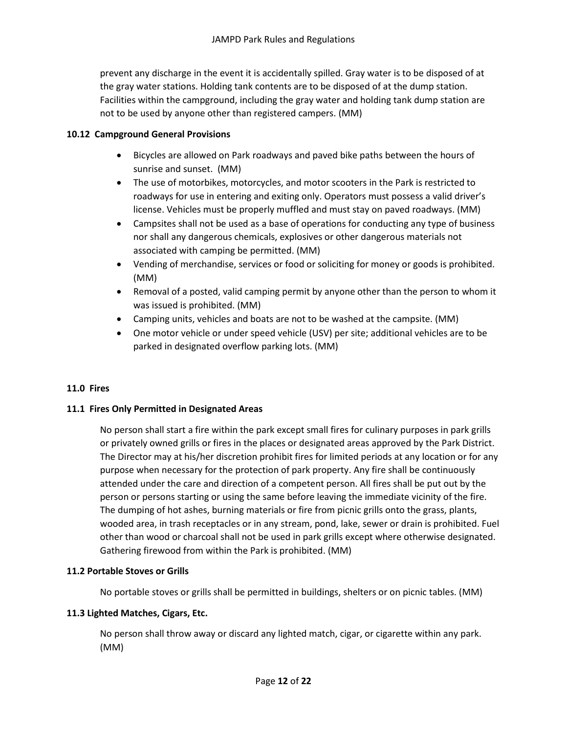prevent any discharge in the event it is accidentally spilled. Gray water is to be disposed of at the gray water stations. Holding tank contents are to be disposed of at the dump station. Facilities within the campground, including the gray water and holding tank dump station are not to be used by anyone other than registered campers. (MM)

### 10.12 Campground General Provisions

- Bicycles are allowed on Park roadways and paved bike paths between the hours of sunrise and sunset. (MM)
- The use of motorbikes, motorcycles, and motor scooters in the Park is restricted to roadways for use in entering and exiting only. Operators must possess a valid driver's license. Vehicles must be properly muffled and must stay on paved roadways. (MM)
- Campsites shall not be used as a base of operations for conducting any type of business nor shall any dangerous chemicals, explosives or other dangerous materials not associated with camping be permitted. (MM)
- Vending of merchandise, services or food or soliciting for money or goods is prohibited. (MM)
- Removal of a posted, valid camping permit by anyone other than the person to whom it was issued is prohibited. (MM)
- Camping units, vehicles and boats are not to be washed at the campsite. (MM)
- One motor vehicle or under speed vehicle (USV) per site; additional vehicles are to be parked in designated overflow parking lots. (MM)

## 11.0 Fires

### 11.1 Fires Only Permitted in Designated Areas

No person shall start a fire within the park except small fires for culinary purposes in park grills or privately owned grills or fires in the places or designated areas approved by the Park District. The Director may at his/her discretion prohibit fires for limited periods at any location or for any purpose when necessary for the protection of park property. Any fire shall be continuously attended under the care and direction of a competent person. All fires shall be put out by the person or persons starting or using the same before leaving the immediate vicinity of the fire. The dumping of hot ashes, burning materials or fire from picnic grills onto the grass, plants, wooded area, in trash receptacles or in any stream, pond, lake, sewer or drain is prohibited. Fuel other than wood or charcoal shall not be used in park grills except where otherwise designated. Gathering firewood from within the Park is prohibited. (MM)

### 11.2 Portable Stoves or Grills

No portable stoves or grills shall be permitted in buildings, shelters or on picnic tables. (MM)

### 11.3 Lighted Matches, Cigars, Etc.

No person shall throw away or discard any lighted match, cigar, or cigarette within any park. (MM)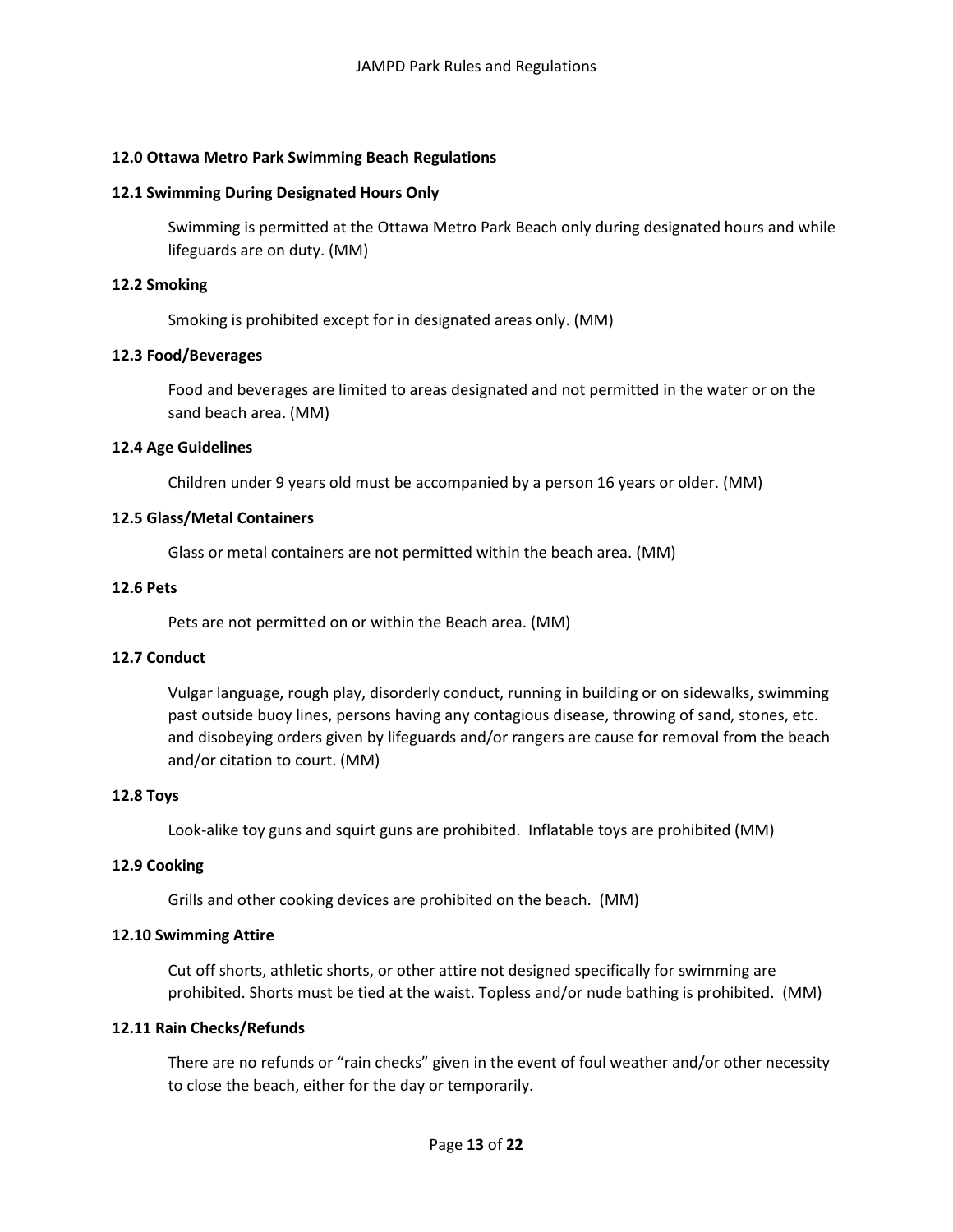## 12.0 Ottawa Metro Park Swimming Beach Regulations

### 12.1 Swimming During Designated Hours Only

Swimming is permitted at the Ottawa Metro Park Beach only during designated hours and while lifeguards are on duty. (MM)

### 12.2 Smoking

Smoking is prohibited except for in designated areas only. (MM)

### 12.3 Food/Beverages

Food and beverages are limited to areas designated and not permitted in the water or on the sand beach area. (MM)

### 12.4 Age Guidelines

Children under 9 years old must be accompanied by a person 16 years or older. (MM)

### 12.5 Glass/Metal Containers

Glass or metal containers are not permitted within the beach area. (MM)

### 12.6 Pets

Pets are not permitted on or within the Beach area. (MM)

### 12.7 Conduct

Vulgar language, rough play, disorderly conduct, running in building or on sidewalks, swimming past outside buoy lines, persons having any contagious disease, throwing of sand, stones, etc. and disobeying orders given by lifeguards and/or rangers are cause for removal from the beach and/or citation to court. (MM)

### 12.8 Toys

Look-alike toy guns and squirt guns are prohibited. Inflatable toys are prohibited (MM)

### 12.9 Cooking

Grills and other cooking devices are prohibited on the beach. (MM)

### 12.10 Swimming Attire

Cut off shorts, athletic shorts, or other attire not designed specifically for swimming are prohibited. Shorts must be tied at the waist. Topless and/or nude bathing is prohibited. (MM)

### 12.11 Rain Checks/Refunds

There are no refunds or "rain checks" given in the event of foul weather and/or other necessity to close the beach, either for the day or temporarily.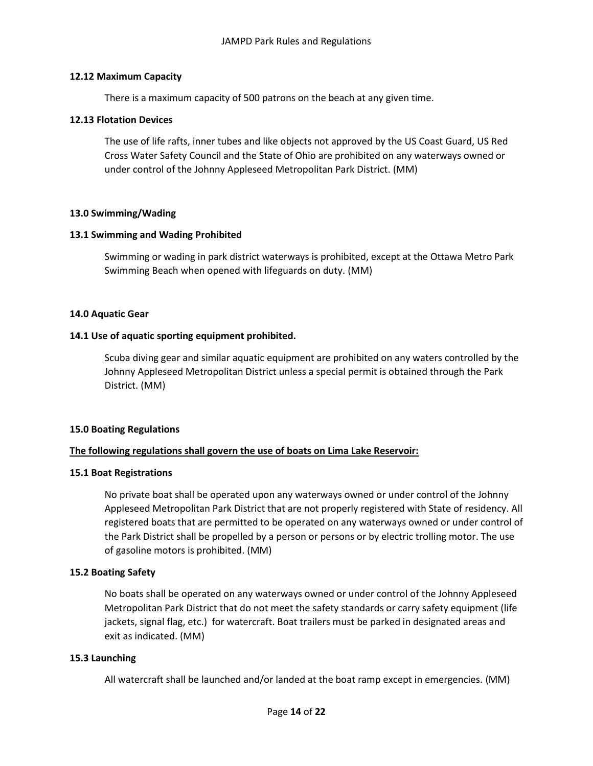**12.12 Maximum Capacity**

There is a maximum capacity of 500 patrons on the beach at any given time.

**12.13 Flotation Devices**

The use of life rafts, inner tubes and like objects not approved by the US Coast Guard, US Red Cross Water Safety Council and the State of Ohio are prohibited on any waterways owned or under control of the Johnny Appleseed Metropolitan Park District. (MM)

## 13.0 Swimming/Wading

**13.1 Swimming and Wading Prohibited**

Swimming or wading in park district waterways is prohibited, except at the Ottawa Metro Park Swimming Beach when opened with lifeguards on duty. (MM)

## 14.0 Aquatic Gear

**14.1 Use of aquatic sporting equipment prohibited.**

Scuba diving gear and similar aquatic equipment are prohibited on any waters controlled by the Johnny Appleseed Metropolitan District unless a special permit is obtained through the Park District. (MM)

## 15.0 Boating Regulations

**The following regulations shall govern the use of boats on Lima Lake Reservoir:**

**15.1 Boat Registrations**

No private boat shall be operated upon any waterways owned or under control of the Johnny Appleseed Metropolitan Park District that are not properly registered with State of residency. All registered boats that are permitted to be operated on any waterways owned or under control of the Park District shall be propelled by a person or persons or by electric trolling motor. The use of gasoline motors is prohibited. (MM)

**15.2 Boating Safety**

No boats shall be operated on any waterways owned or under control of the Johnny Appleseed Metropolitan Park District that do not meet the safety standards or carry safety equipment (life jackets, signal flag, etc.) for watercraft. Boat trailers must be parked in designated areas and exit as indicated. (MM)

**15.3 Launching**

All watercraft shall be launched and/or landed at the boat ramp except in emergencies. (MM)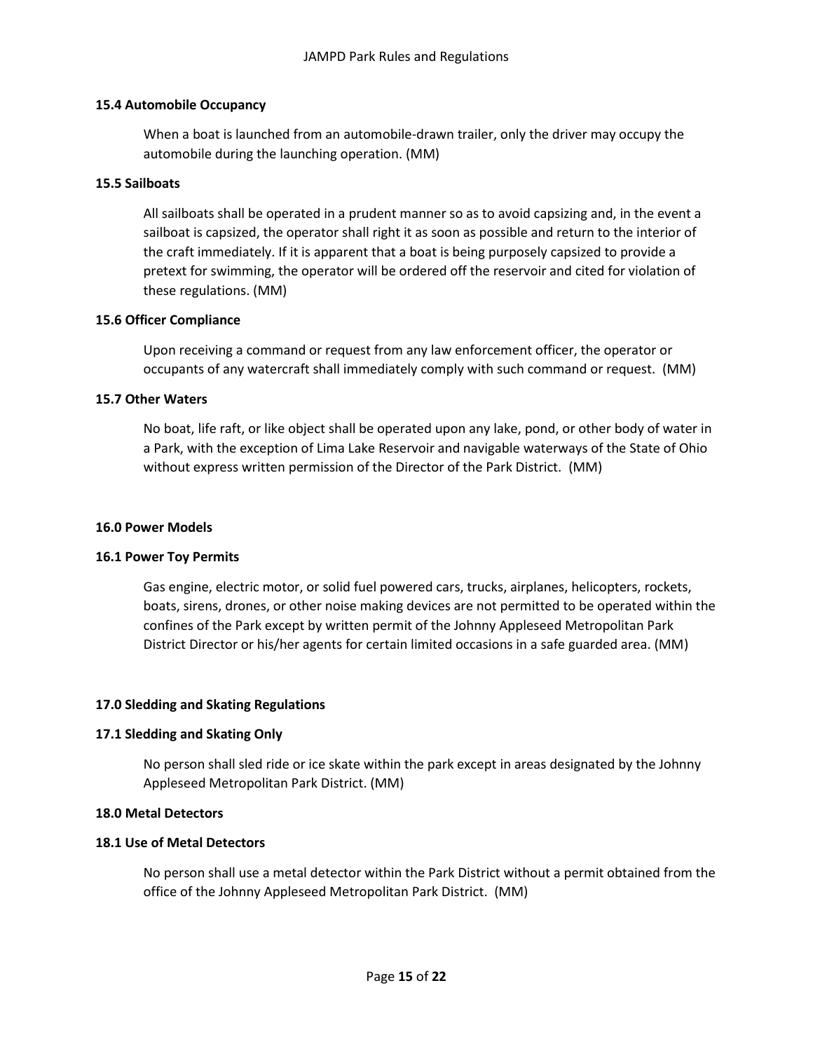### 15.4 Automobile Occupancy

When a boat is launched from an automobile-drawn trailer, only the driver may occupy the automobile during the launching operation. (MM)

### 15.5 Sailboats

All sailboats shall be operated in a prudent manner so as to avoid capsizing and, in the event a sailboat is capsized, the operator shall right it as soon as possible and return to the interior of the craft immediately. If it is apparent that a boat is being purposely capsized to provide a pretext for swimming, the operator will be ordered off the reservoir and cited for violation of these regulations. (MM)

### 15.6 Officer Compliance

Upon receiving a command or request from any law enforcement officer, the operator or occupants of any watercraft shall immediately comply with such command or request. (MM)

### 15.7 Other Waters

No boat, life raft, or like object shall be operated upon any lake, pond, or other body of water in a Park, with the exception of Lima Lake Reservoir and navigable waterways of the State of Ohio without express written permission of the Director of the Park District. (MM)

## 16.0 Power Models

### 16.1 Power Toy Permits

Gas engine, electric motor, or solid fuel powered cars, trucks, airplanes, helicopters, rockets, boats, sirens, drones, or other noise making devices are not permitted to be operated within the confines of the Park except by written permit of the Johnny Appleseed Metropolitan Park District Director or his/her agents for certain limited occasions in a safe guarded area. (MM)

## 17.0 Sledding and Skating Regulations

### 17.1 Sledding and Skating Only

No person shall sled ride or ice skate within the park except in areas designated by the Johnny Appleseed Metropolitan Park District. (MM)

## 18.0 Metal Detectors

### 18.1 Use of Metal Detectors

No person shall use a metal detector within the Park District without a permit obtained from the office of the Johnny Appleseed Metropolitan Park District. (MM)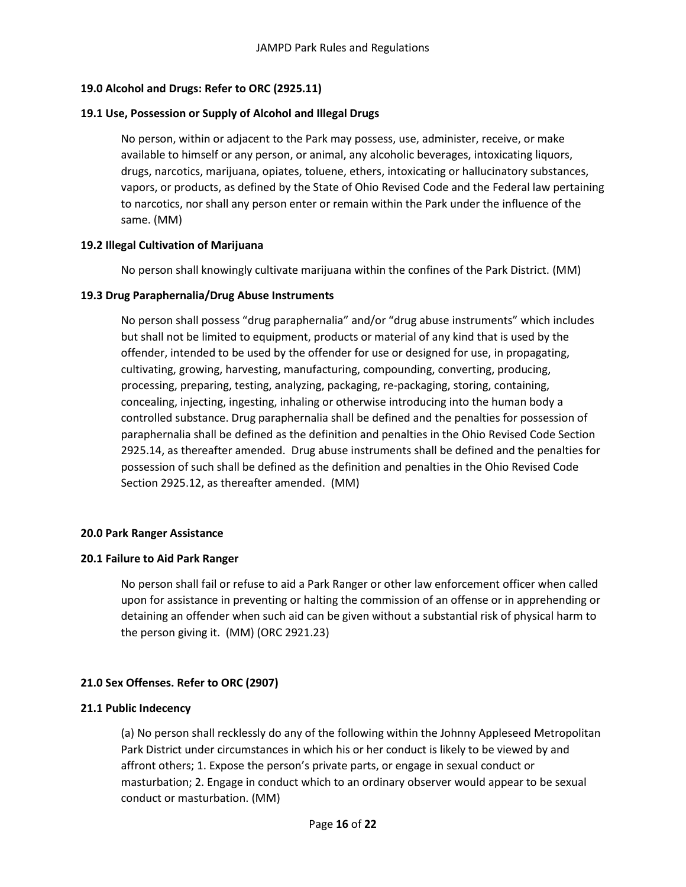## 19.0 Alcohol and Drugs: Refer to ORC (2925.11)

### 19.1 Use, Possession or Supply of Alcohol and Illegal Drugs

No person, within or adjacent to the Park may possess, use, administer, receive, or make available to himself or any person, or animal, any alcoholic beverages, intoxicating liquors, drugs, narcotics, marijuana, opiates, toluene, ethers, intoxicating or hallucinatory substances, vapors, or products, as defined by the State of Ohio Revised Code and the Federal law pertaining to narcotics, nor shall any person enter or remain within the Park under the influence of the same. (MM)

### 19.2 Illegal Cultivation of Marijuana

No person shall knowingly cultivate marijuana within the confines of the Park District. (MM)

### 19.3 Drug Paraphernalia/Drug Abuse Instruments

No person shall possess "drug paraphernalia" and/or "drug abuse instruments" which includes but shall not be limited to equipment, products or material of any kind that is used by the offender, intended to be used by the offender for use or designed for use, in propagating, cultivating, growing, harvesting, manufacturing, compounding, converting, producing, processing, preparing, testing, analyzing, packaging, re-packaging, storing, containing, concealing, injecting, ingesting, inhaling or otherwise introducing into the human body a controlled substance. Drug paraphernalia shall be defined and the penalties for possession of paraphernalia shall be defined as the definition and penalties in the Ohio Revised Code Section 2925.14, as thereafter amended. Drug abuse instruments shall be defined and the penalties for possession of such shall be defined as the definition and penalties in the Ohio Revised Code Section 2925.12, as thereafter amended. (MM)

## 20.0 Park Ranger Assistance

### 20.1 Failure to Aid Park Ranger

No person shall fail or refuse to aid a Park Ranger or other law enforcement officer when called upon for assistance in preventing or halting the commission of an offense or in apprehending or detaining an offender when such aid can be given without a substantial risk of physical harm to the person giving it. (MM) (ORC 2921.23)

## 21.0 Sex Offenses. Refer to ORC (2907)

### 21.1 Public Indecency

(a) No person shall recklessly do any of the following within the Johnny Appleseed Metropolitan Park District under circumstances in which his or her conduct is likely to be viewed by and affront others; 1. Expose the person's private parts, or engage in sexual conduct or masturbation; 2. Engage in conduct which to an ordinary observer would appear to be sexual conduct or masturbation. (MM)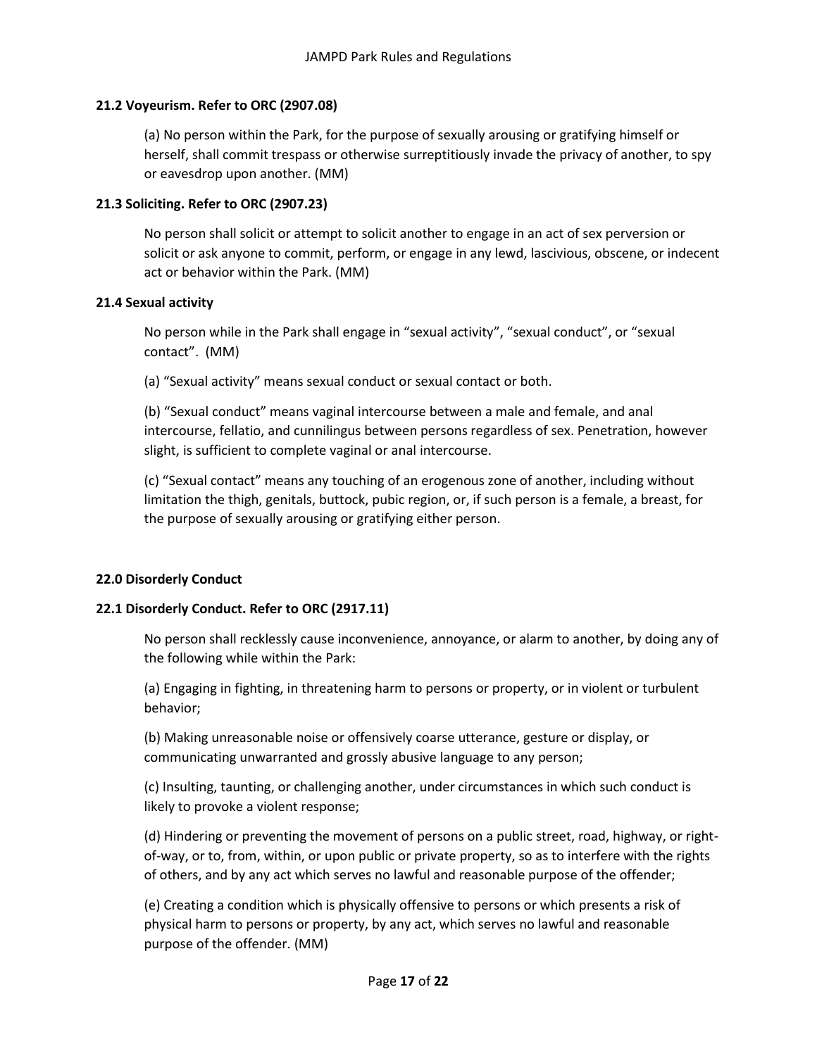**21.2 Voyeurism. Refer to ORC (2907.08)**

(a) No person within the Park, for the purpose of sexually arousing or gratifying himself or herself, shall commit trespass or otherwise surreptitiously invade the privacy of another, to spy or eavesdrop upon another. (MM)

**21.3 Soliciting. Refer to ORC (2907.23)**

No person shall solicit or attempt to solicit another to engage in an act of sex perversion or solicit or ask anyone to commit, perform, or engage in any lewd, lascivious, obscene, or indecent act or behavior within the Park. (MM)

**21.4 Sexual activity**

No person while in the Park shall engage in "sexual activity", "sexual conduct", or "sexual contact". (MM)

(a) "Sexual activity" means sexual conduct or sexual contact or both.

(b) "Sexual conduct" means vaginal intercourse between a male and female, and anal intercourse, fellatio, and cunnilingus between persons regardless of sex. Penetration, however slight, is sufficient to complete vaginal or anal intercourse.

(c) "Sexual contact" means any touching of an erogenous zone of another, including without limitation the thigh, genitals, buttock, pubic region, or, if such person is a female, a breast, for the purpose of sexually arousing or gratifying either person.

**22.0 Disorderly Conduct**

**22.1 Disorderly Conduct. Refer to ORC (2917.11)**

No person shall recklessly cause inconvenience, annoyance, or alarm to another, by doing any of the following while within the Park:

(a) Engaging in fighting, in threatening harm to persons or property, or in violent or turbulent behavior;

(b) Making unreasonable noise or offensively coarse utterance, gesture or display, or communicating unwarranted and grossly abusive language to any person;

(c) Insulting, taunting, or challenging another, under circumstances in which such conduct is likely to provoke a violent response;

(d) Hindering or preventing the movement of persons on a public street, road, highway, or right-of-way, or to, from, within, or upon public or private property, so as to interfere with the rights of others, and by any act which serves no lawful and reasonable purpose of the offender;

(e) Creating a condition which is physically offensive to persons or which presents a risk of physical harm to persons or property, by any act, which serves no lawful and reasonable purpose of the offender. (MM)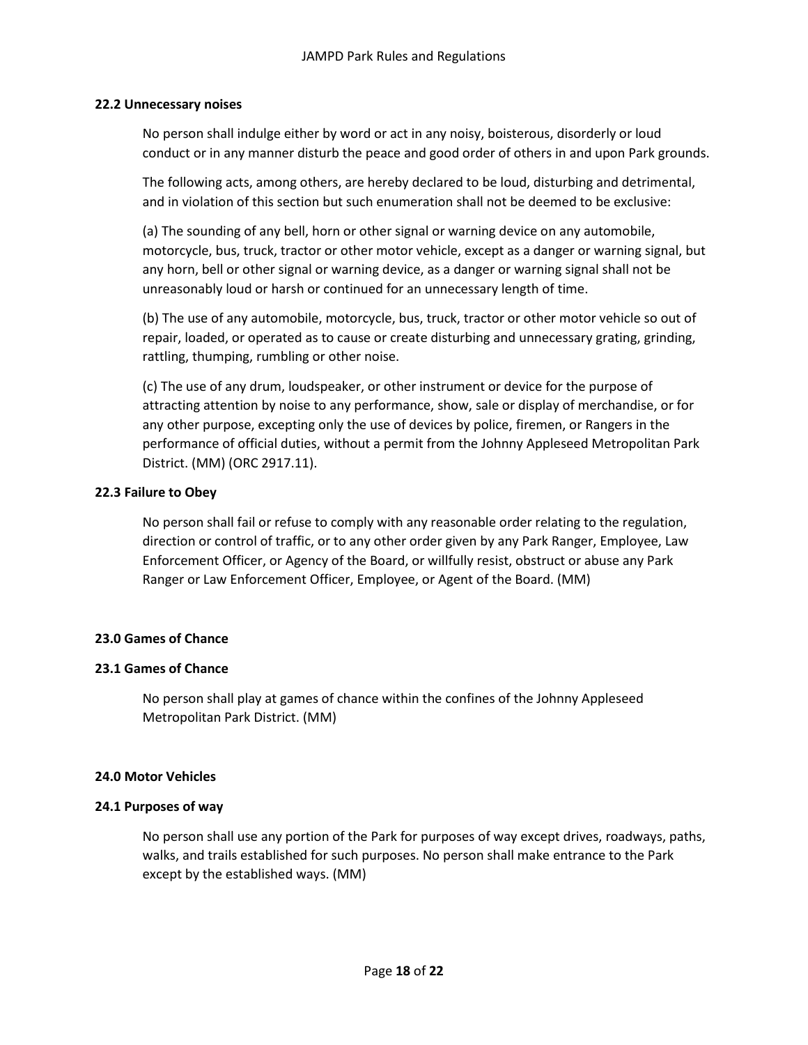### 22.2 Unnecessary noises

No person shall indulge either by word or act in any noisy, boisterous, disorderly or loud conduct or in any manner disturb the peace and good order of others in and upon Park grounds.

The following acts, among others, are hereby declared to be loud, disturbing and detrimental, and in violation of this section but such enumeration shall not be deemed to be exclusive:

(a) The sounding of any bell, horn or other signal or warning device on any automobile, motorcycle, bus, truck, tractor or other motor vehicle, except as a danger or warning signal, but any horn, bell or other signal or warning device, as a danger or warning signal shall not be unreasonably loud or harsh or continued for an unnecessary length of time.

(b) The use of any automobile, motorcycle, bus, truck, tractor or other motor vehicle so out of repair, loaded, or operated as to cause or create disturbing and unnecessary grating, grinding, rattling, thumping, rumbling or other noise.

(c) The use of any drum, loudspeaker, or other instrument or device for the purpose of attracting attention by noise to any performance, show, sale or display of merchandise, or for any other purpose, excepting only the use of devices by police, firemen, or Rangers in the performance of official duties, without a permit from the Johnny Appleseed Metropolitan Park District. (MM) (ORC 2917.11).

### 22.3 Failure to Obey

No person shall fail or refuse to comply with any reasonable order relating to the regulation, direction or control of traffic, or to any other order given by any Park Ranger, Employee, Law Enforcement Officer, or Agency of the Board, or willfully resist, obstruct or abuse any Park Ranger or Law Enforcement Officer, Employee, or Agent of the Board. (MM)

## 23.0 Games of Chance

### 23.1 Games of Chance

No person shall play at games of chance within the confines of the Johnny Appleseed Metropolitan Park District. (MM)

## 24.0 Motor Vehicles

### 24.1 Purposes of way

No person shall use any portion of the Park for purposes of way except drives, roadways, paths, walks, and trails established for such purposes. No person shall make entrance to the Park except by the established ways. (MM)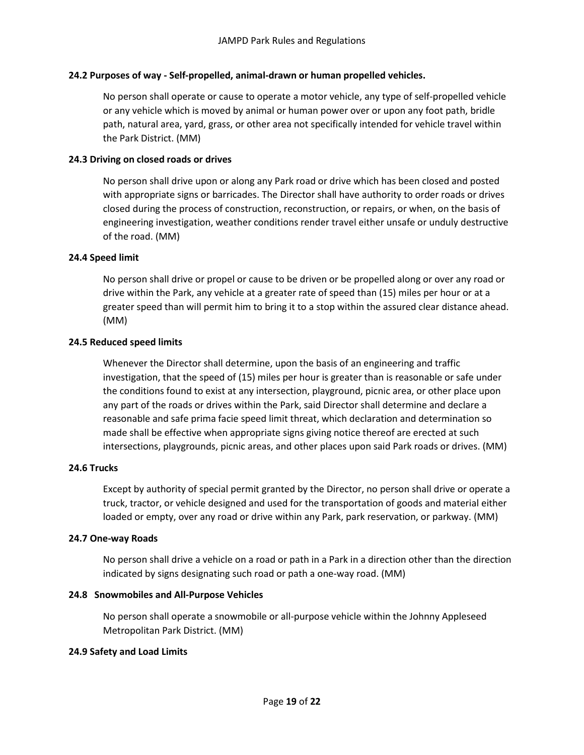#### 24.2 Purposes of way - Self-propelled, animal-drawn or human propelled vehicles.

No person shall operate or cause to operate a motor vehicle, any type of self-propelled vehicle or any vehicle which is moved by animal or human power over or upon any foot path, bridle path, natural area, yard, grass, or other area not specifically intended for vehicle travel within the Park District. (MM)

#### 24.3 Driving on closed roads or drives

No person shall drive upon or along any Park road or drive which has been closed and posted with appropriate signs or barricades. The Director shall have authority to order roads or drives closed during the process of construction, reconstruction, or repairs, or when, on the basis of engineering investigation, weather conditions render travel either unsafe or unduly destructive of the road. (MM)

#### 24.4 Speed limit

No person shall drive or propel or cause to be driven or be propelled along or over any road or drive within the Park, any vehicle at a greater rate of speed than (15) miles per hour or at a greater speed than will permit him to bring it to a stop within the assured clear distance ahead. (MM)

#### 24.5 Reduced speed limits

Whenever the Director shall determine, upon the basis of an engineering and traffic investigation, that the speed of (15) miles per hour is greater than is reasonable or safe under the conditions found to exist at any intersection, playground, picnic area, or other place upon any part of the roads or drives within the Park, said Director shall determine and declare a reasonable and safe prima facie speed limit threat, which declaration and determination so made shall be effective when appropriate signs giving notice thereof are erected at such intersections, playgrounds, picnic areas, and other places upon said Park roads or drives. (MM)

#### 24.6 Trucks

Except by authority of special permit granted by the Director, no person shall drive or operate a truck, tractor, or vehicle designed and used for the transportation of goods and material either loaded or empty, over any road or drive within any Park, park reservation, or parkway. (MM)

#### 24.7 One-way Roads

No person shall drive a vehicle on a road or path in a Park in a direction other than the direction indicated by signs designating such road or path a one-way road. (MM)

#### 24.8 Snowmobiles and All-Purpose Vehicles

No person shall operate a snowmobile or all-purpose vehicle within the Johnny Appleseed Metropolitan Park District. (MM)

#### 24.9 Safety and Load Limits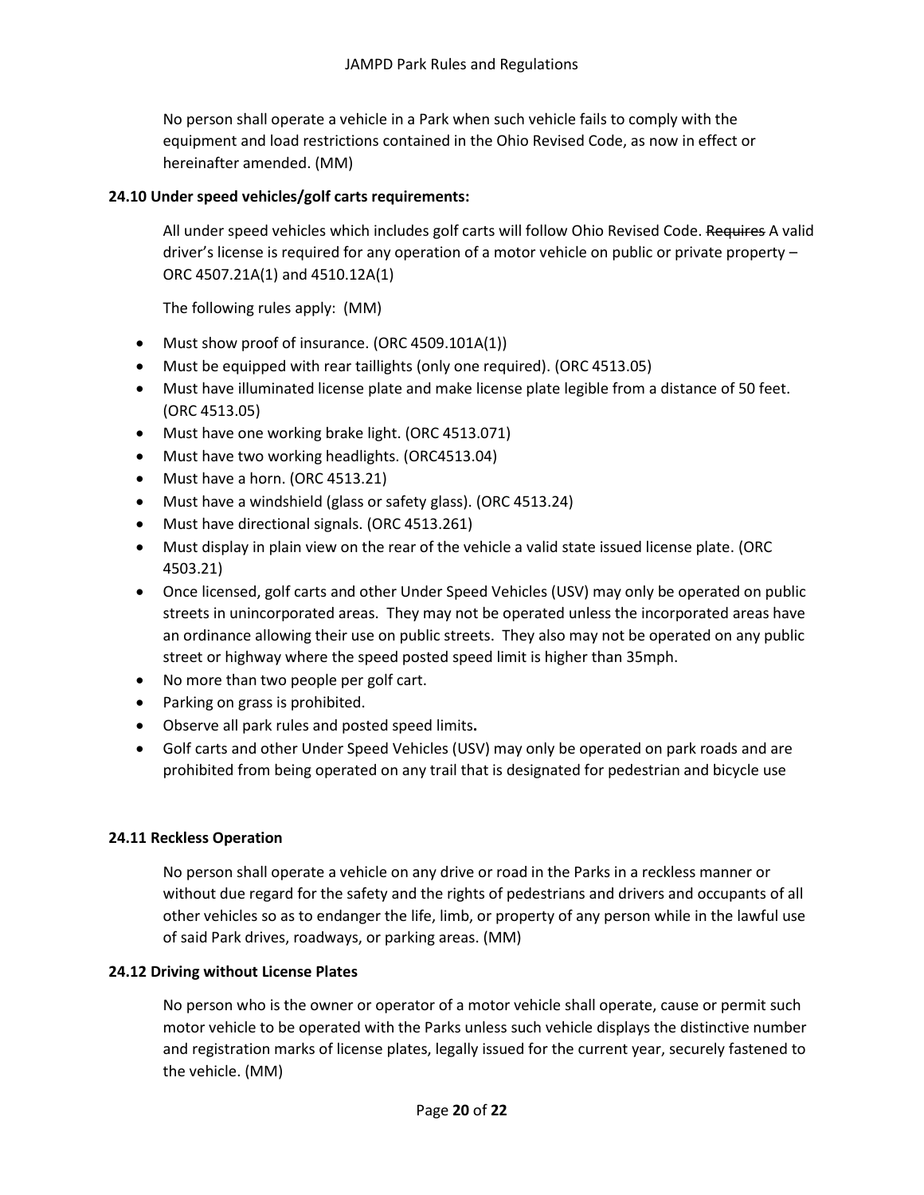No person shall operate a vehicle in a Park when such vehicle fails to comply with the equipment and load restrictions contained in the Ohio Revised Code, as now in effect or hereinafter amended. (MM)

**24.10 Under speed vehicles/golf carts requirements:**

All under speed vehicles which includes golf carts will follow Ohio Revised Code. ~~Requires~~ A valid driver's license is required for any operation of a motor vehicle on public or private property – ORC 4507.21A(1) and 4510.12A(1)

The following rules apply: (MM)

- Must show proof of insurance. (ORC 4509.101A(1))
- Must be equipped with rear taillights (only one required). (ORC 4513.05)
- Must have illuminated license plate and make license plate legible from a distance of 50 feet. (ORC 4513.05)
- Must have one working brake light. (ORC 4513.071)
- Must have two working headlights. (ORC4513.04)
- Must have a horn. (ORC 4513.21)
- Must have a windshield (glass or safety glass). (ORC 4513.24)
- Must have directional signals. (ORC 4513.261)
- Must display in plain view on the rear of the vehicle a valid state issued license plate. (ORC 4503.21)
- Once licensed, golf carts and other Under Speed Vehicles (USV) may only be operated on public streets in unincorporated areas. They may not be operated unless the incorporated areas have an ordinance allowing their use on public streets. They also may not be operated on any public street or highway where the speed posted speed limit is higher than 35mph.
- No more than two people per golf cart.
- Parking on grass is prohibited.
- Observe all park rules and posted speed limits**.**
- Golf carts and other Under Speed Vehicles (USV) may only be operated on park roads and are prohibited from being operated on any trail that is designated for pedestrian and bicycle use

**24.11 Reckless Operation**

No person shall operate a vehicle on any drive or road in the Parks in a reckless manner or without due regard for the safety and the rights of pedestrians and drivers and occupants of all other vehicles so as to endanger the life, limb, or property of any person while in the lawful use of said Park drives, roadways, or parking areas. (MM)

**24.12 Driving without License Plates**

No person who is the owner or operator of a motor vehicle shall operate, cause or permit such motor vehicle to be operated with the Parks unless such vehicle displays the distinctive number and registration marks of license plates, legally issued for the current year, securely fastened to the vehicle. (MM)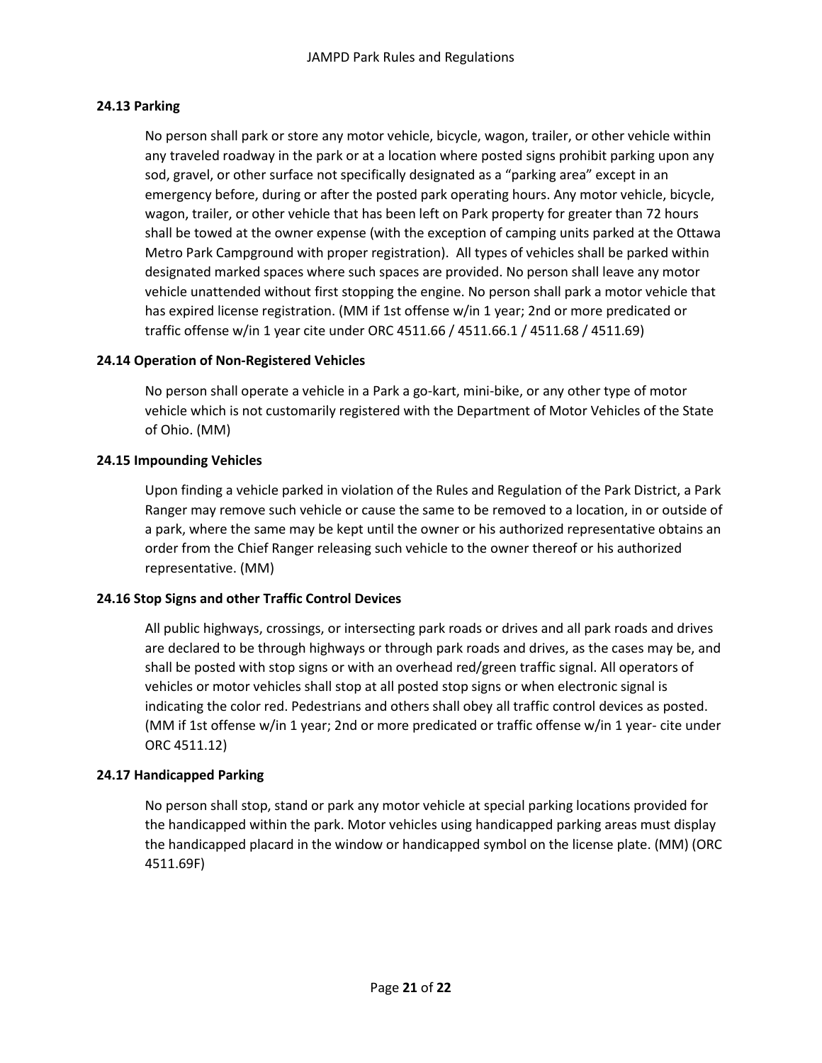### 24.13 Parking

No person shall park or store any motor vehicle, bicycle, wagon, trailer, or other vehicle within any traveled roadway in the park or at a location where posted signs prohibit parking upon any sod, gravel, or other surface not specifically designated as a "parking area" except in an emergency before, during or after the posted park operating hours. Any motor vehicle, bicycle, wagon, trailer, or other vehicle that has been left on Park property for greater than 72 hours shall be towed at the owner expense (with the exception of camping units parked at the Ottawa Metro Park Campground with proper registration). All types of vehicles shall be parked within designated marked spaces where such spaces are provided. No person shall leave any motor vehicle unattended without first stopping the engine. No person shall park a motor vehicle that has expired license registration. (MM if 1st offense w/in 1 year; 2nd or more predicated or traffic offense w/in 1 year cite under ORC 4511.66 / 4511.66.1 / 4511.68 / 4511.69)

### 24.14 Operation of Non-Registered Vehicles

No person shall operate a vehicle in a Park a go-kart, mini-bike, or any other type of motor vehicle which is not customarily registered with the Department of Motor Vehicles of the State of Ohio. (MM)

### 24.15 Impounding Vehicles

Upon finding a vehicle parked in violation of the Rules and Regulation of the Park District, a Park Ranger may remove such vehicle or cause the same to be removed to a location, in or outside of a park, where the same may be kept until the owner or his authorized representative obtains an order from the Chief Ranger releasing such vehicle to the owner thereof or his authorized representative. (MM)

### 24.16 Stop Signs and other Traffic Control Devices

All public highways, crossings, or intersecting park roads or drives and all park roads and drives are declared to be through highways or through park roads and drives, as the cases may be, and shall be posted with stop signs or with an overhead red/green traffic signal. All operators of vehicles or motor vehicles shall stop at all posted stop signs or when electronic signal is indicating the color red. Pedestrians and others shall obey all traffic control devices as posted. (MM if 1st offense w/in 1 year; 2nd or more predicated or traffic offense w/in 1 year- cite under ORC 4511.12)

### 24.17 Handicapped Parking

No person shall stop, stand or park any motor vehicle at special parking locations provided for the handicapped within the park. Motor vehicles using handicapped parking areas must display the handicapped placard in the window or handicapped symbol on the license plate. (MM) (ORC 4511.69F)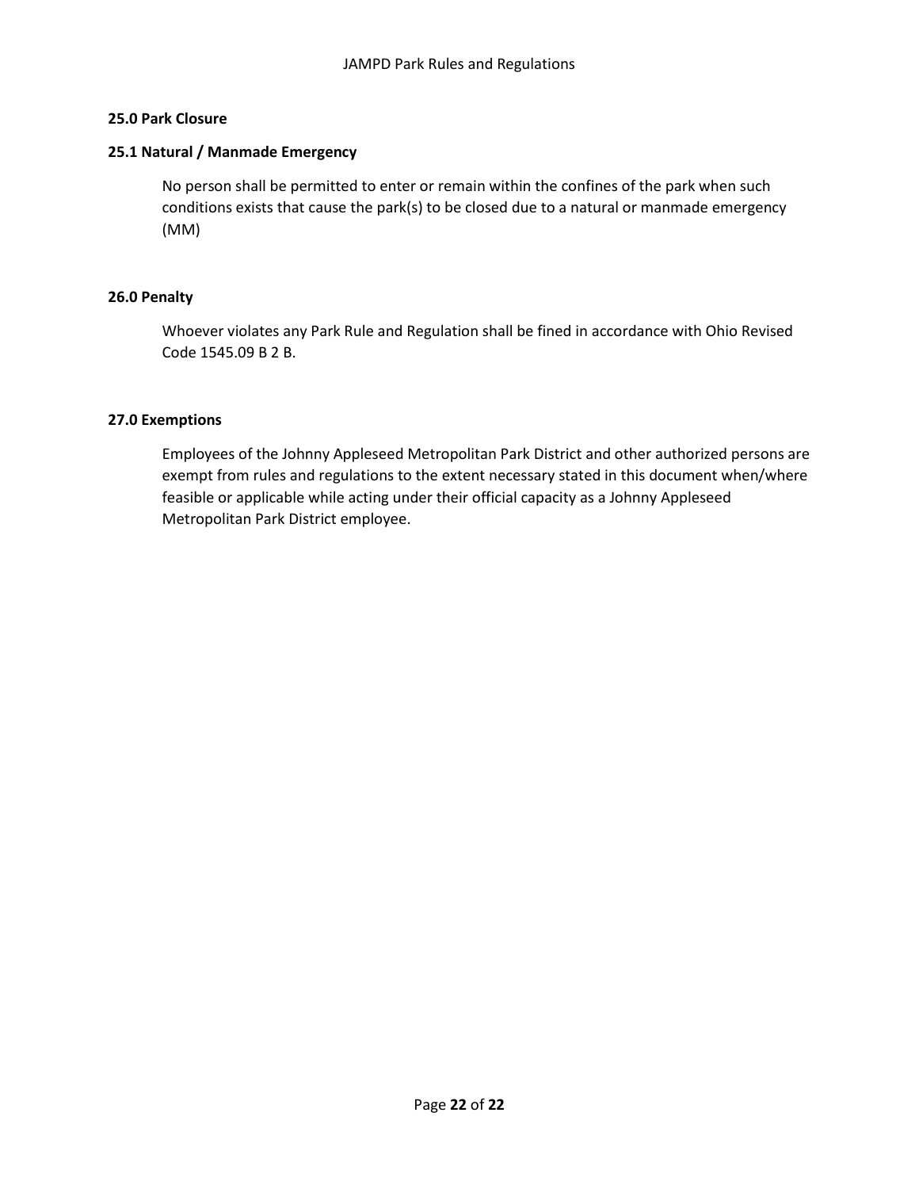## 25.0 Park Closure

### 25.1 Natural / Manmade Emergency

No person shall be permitted to enter or remain within the confines of the park when such conditions exists that cause the park(s) to be closed due to a natural or manmade emergency (MM)

## 26.0 Penalty

Whoever violates any Park Rule and Regulation shall be fined in accordance with Ohio Revised Code 1545.09 B 2 B.

## 27.0 Exemptions

Employees of the Johnny Appleseed Metropolitan Park District and other authorized persons are exempt from rules and regulations to the extent necessary stated in this document when/where feasible or applicable while acting under their official capacity as a Johnny Appleseed Metropolitan Park District employee.